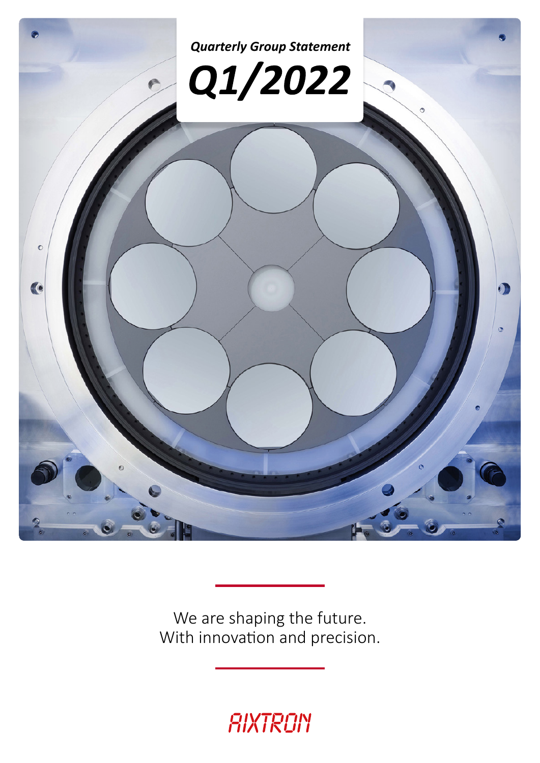*Quarterly Group Statement*

# *Q1/2022*

We are shaping the future.
With innovation and precision.

AIXTRON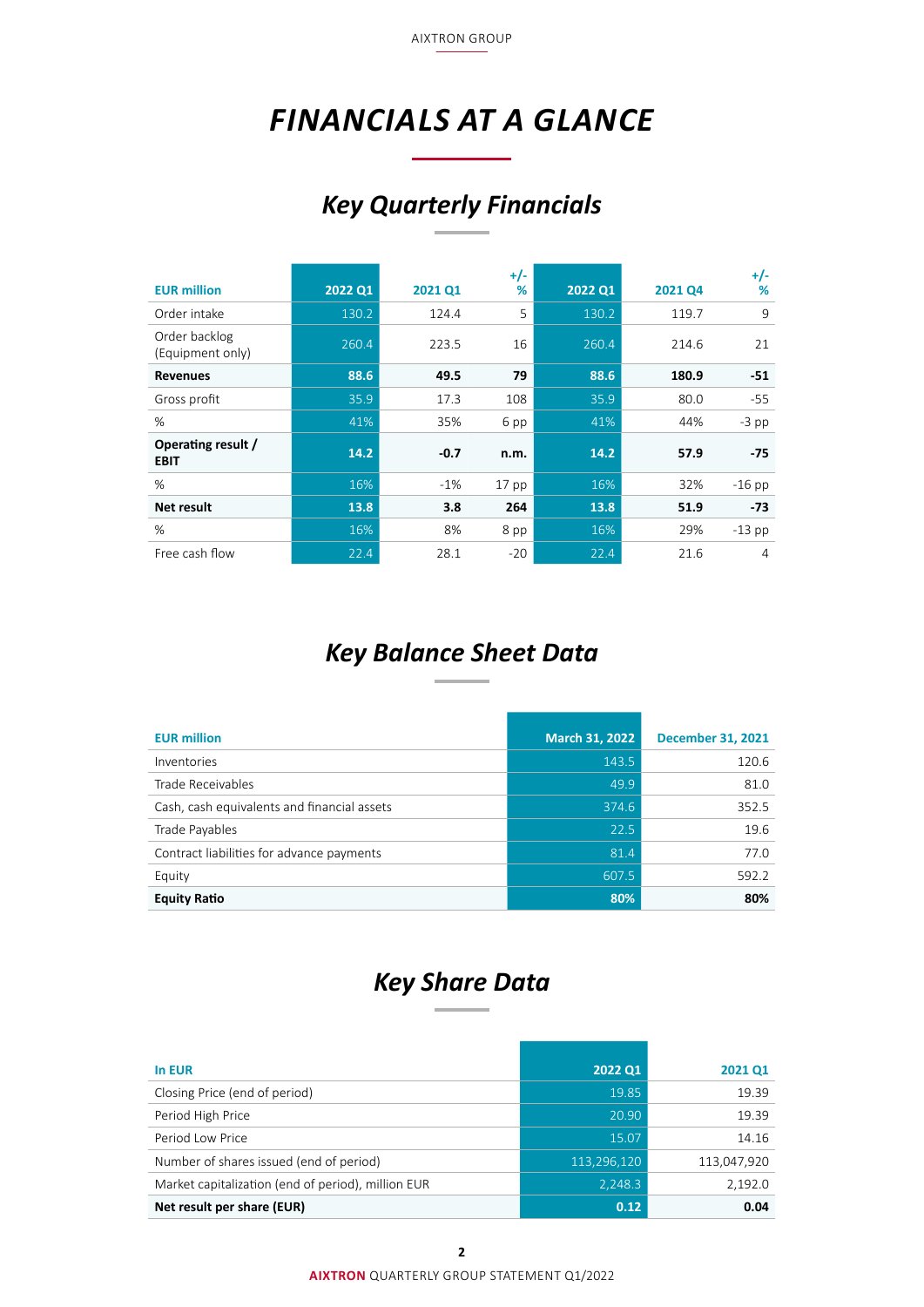# FINANCIALS AT A GLANCE

## Key Quarterly Financials

| EUR million | 2022 Q1 | 2021 Q1 | +/- % | 2022 Q1 | 2021 Q4 | +/- % |
|---|---|---|---|---|---|---|
| Order intake | 130.2 | 124.4 | 5 | 130.2 | 119.7 | 9 |
| Order backlog (Equipment only) | 260.4 | 223.5 | 16 | 260.4 | 214.6 | 21 |
| **Revenues** | **88.6** | **49.5** | **79** | **88.6** | **180.9** | **-51** |
| Gross profit | 35.9 | 17.3 | 108 | 35.9 | 80.0 | -55 |
| % | 41% | 35% | 6 pp | 41% | 44% | -3 pp |
| **Operating result / EBIT** | **14.2** | **-0.7** | **n.m.** | **14.2** | **57.9** | **-75** |
| % | 16% | -1% | 17 pp | 16% | 32% | -16 pp |
| **Net result** | **13.8** | **3.8** | **264** | **13.8** | **51.9** | **-73** |
| % | 16% | 8% | 8 pp | 16% | 29% | -13 pp |
| Free cash flow | 22.4 | 28.1 | -20 | 22.4 | 21.6 | 4 |

## Key Balance Sheet Data

| EUR million | March 31, 2022 | December 31, 2021 |
|---|---|---|
| Inventories | 143.5 | 120.6 |
| Trade Receivables | 49.9 | 81.0 |
| Cash, cash equivalents and financial assets | 374.6 | 352.5 |
| Trade Payables | 22.5 | 19.6 |
| Contract liabilities for advance payments | 81.4 | 77.0 |
| Equity | 607.5 | 592.2 |
| **Equity Ratio** | **80%** | **80%** |

## Key Share Data

| In EUR | 2022 Q1 | 2021 Q1 |
|---|---|---|
| Closing Price (end of period) | 19.85 | 19.39 |
| Period High Price | 20.90 | 19.39 |
| Period Low Price | 15.07 | 14.16 |
| Number of shares issued (end of period) | 113,296,120 | 113,047,920 |
| Market capitalization (end of period), million EUR | 2,248.3 | 2,192.0 |
| **Net result per share (EUR)** | **0.12** | **0.04** |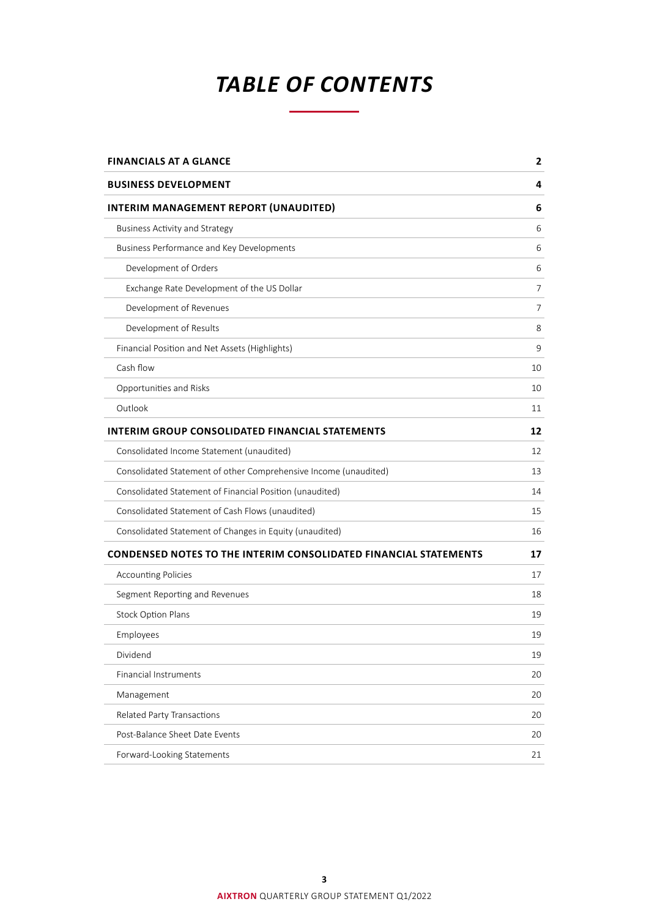# TABLE OF CONTENTS

| | |
|---|---|
| **FINANCIALS AT A GLANCE** | **2** |
| **BUSINESS DEVELOPMENT** | **4** |
| **INTERIM MANAGEMENT REPORT (UNAUDITED)** | **6** |
| Business Activity and Strategy | 6 |
| Business Performance and Key Developments | 6 |
| Development of Orders | 6 |
| Exchange Rate Development of the US Dollar | 7 |
| Development of Revenues | 7 |
| Development of Results | 8 |
| Financial Position and Net Assets (Highlights) | 9 |
| Cash flow | 10 |
| Opportunities and Risks | 10 |
| Outlook | 11 |
| **INTERIM GROUP CONSOLIDATED FINANCIAL STATEMENTS** | **12** |
| Consolidated Income Statement (unaudited) | 12 |
| Consolidated Statement of other Comprehensive Income (unaudited) | 13 |
| Consolidated Statement of Financial Position (unaudited) | 14 |
| Consolidated Statement of Cash Flows (unaudited) | 15 |
| Consolidated Statement of Changes in Equity (unaudited) | 16 |
| **CONDENSED NOTES TO THE INTERIM CONSOLIDATED FINANCIAL STATEMENTS** | **17** |
| Accounting Policies | 17 |
| Segment Reporting and Revenues | 18 |
| Stock Option Plans | 19 |
| Employees | 19 |
| Dividend | 19 |
| Financial Instruments | 20 |
| Management | 20 |
| Related Party Transactions | 20 |
| Post-Balance Sheet Date Events | 20 |
| Forward-Looking Statements | 21 |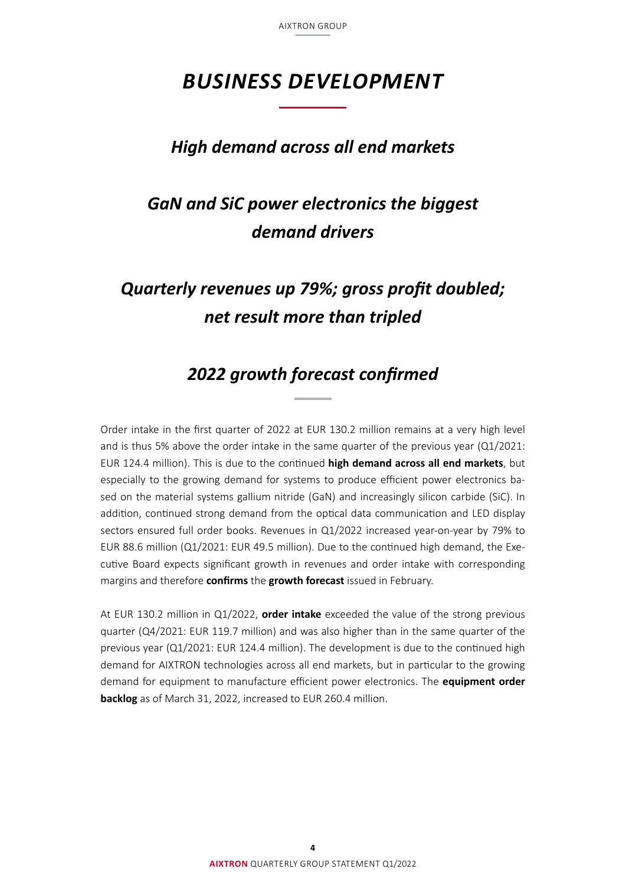# *BUSINESS DEVELOPMENT*

## *High demand across all end markets*

## *GaN and SiC power electronics the biggest demand drivers*

## *Quarterly revenues up 79%; gross profit doubled; net result more than tripled*

## *2022 growth forecast confirmed*

Order intake in the first quarter of 2022 at EUR 130.2 million remains at a very high level and is thus 5% above the order intake in the same quarter of the previous year (Q1/2021: EUR 124.4 million). This is due to the continued **high demand across all end markets**, but especially to the growing demand for systems to produce efficient power electronics based on the material systems gallium nitride (GaN) and increasingly silicon carbide (SiC). In addition, continued strong demand from the optical data communication and LED display sectors ensured full order books. Revenues in Q1/2022 increased year-on-year by 79% to EUR 88.6 million (Q1/2021: EUR 49.5 million). Due to the continued high demand, the Executive Board expects significant growth in revenues and order intake with corresponding margins and therefore **confirms** the **growth forecast** issued in February.

At EUR 130.2 million in Q1/2022, **order intake** exceeded the value of the strong previous quarter (Q4/2021: EUR 119.7 million) and was also higher than in the same quarter of the previous year (Q1/2021: EUR 124.4 million). The development is due to the continued high demand for AIXTRON technologies across all end markets, but in particular to the growing demand for equipment to manufacture efficient power electronics. The **equipment order backlog** as of March 31, 2022, increased to EUR 260.4 million.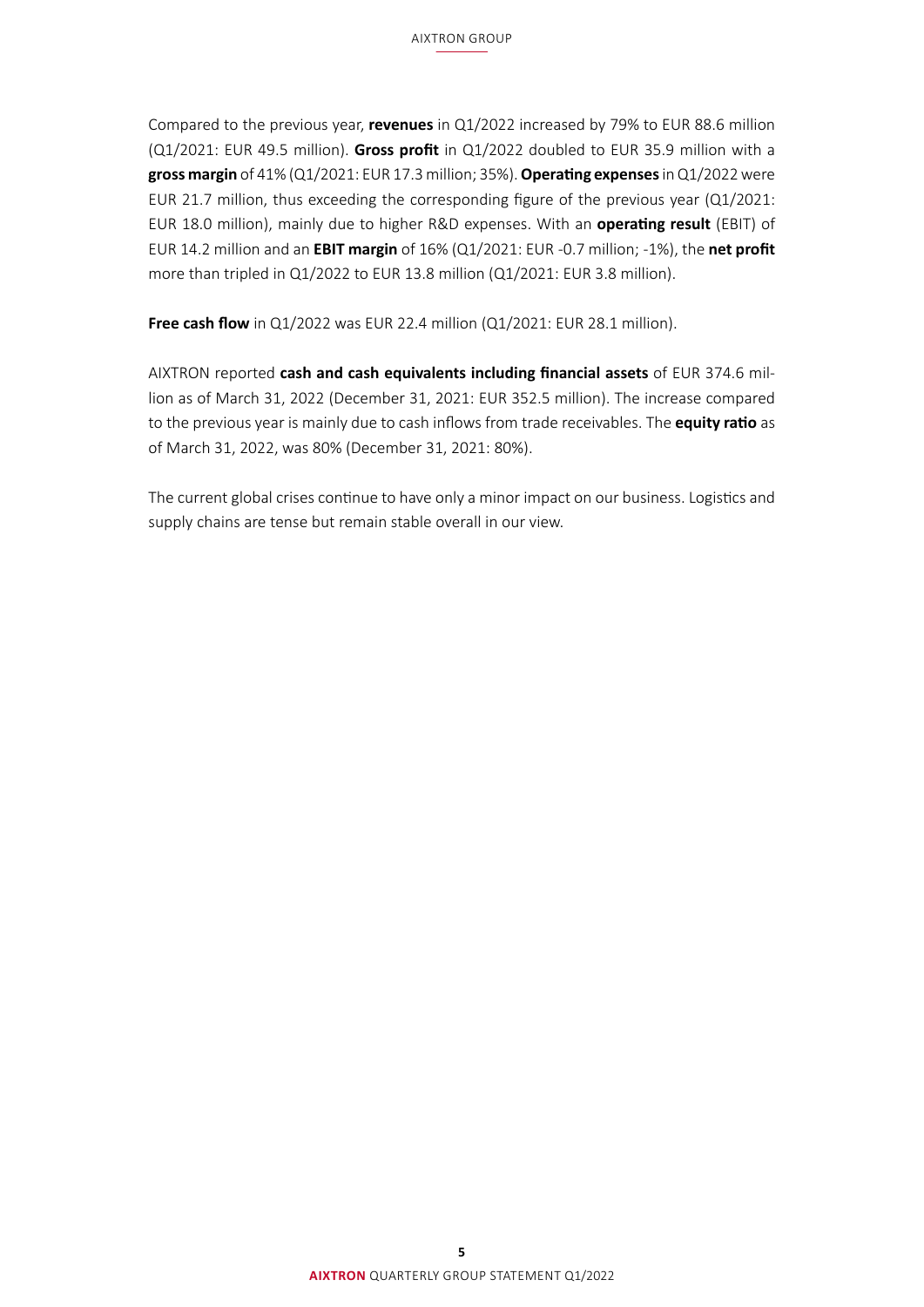Compared to the previous year, **revenues** in Q1/2022 increased by 79% to EUR 88.6 million (Q1/2021: EUR 49.5 million). **Gross profit** in Q1/2022 doubled to EUR 35.9 million with a **gross margin** of 41% (Q1/2021: EUR 17.3 million; 35%). **Operating expenses** in Q1/2022 were EUR 21.7 million, thus exceeding the corresponding figure of the previous year (Q1/2021: EUR 18.0 million), mainly due to higher R&D expenses. With an **operating result** (EBIT) of EUR 14.2 million and an **EBIT margin** of 16% (Q1/2021: EUR -0.7 million; -1%), the **net profit** more than tripled in Q1/2022 to EUR 13.8 million (Q1/2021: EUR 3.8 million).

**Free cash flow** in Q1/2022 was EUR 22.4 million (Q1/2021: EUR 28.1 million).

AIXTRON reported **cash and cash equivalents including financial assets** of EUR 374.6 million as of March 31, 2022 (December 31, 2021: EUR 352.5 million). The increase compared to the previous year is mainly due to cash inflows from trade receivables. The **equity ratio** as of March 31, 2022, was 80% (December 31, 2021: 80%).

The current global crises continue to have only a minor impact on our business. Logistics and supply chains are tense but remain stable overall in our view.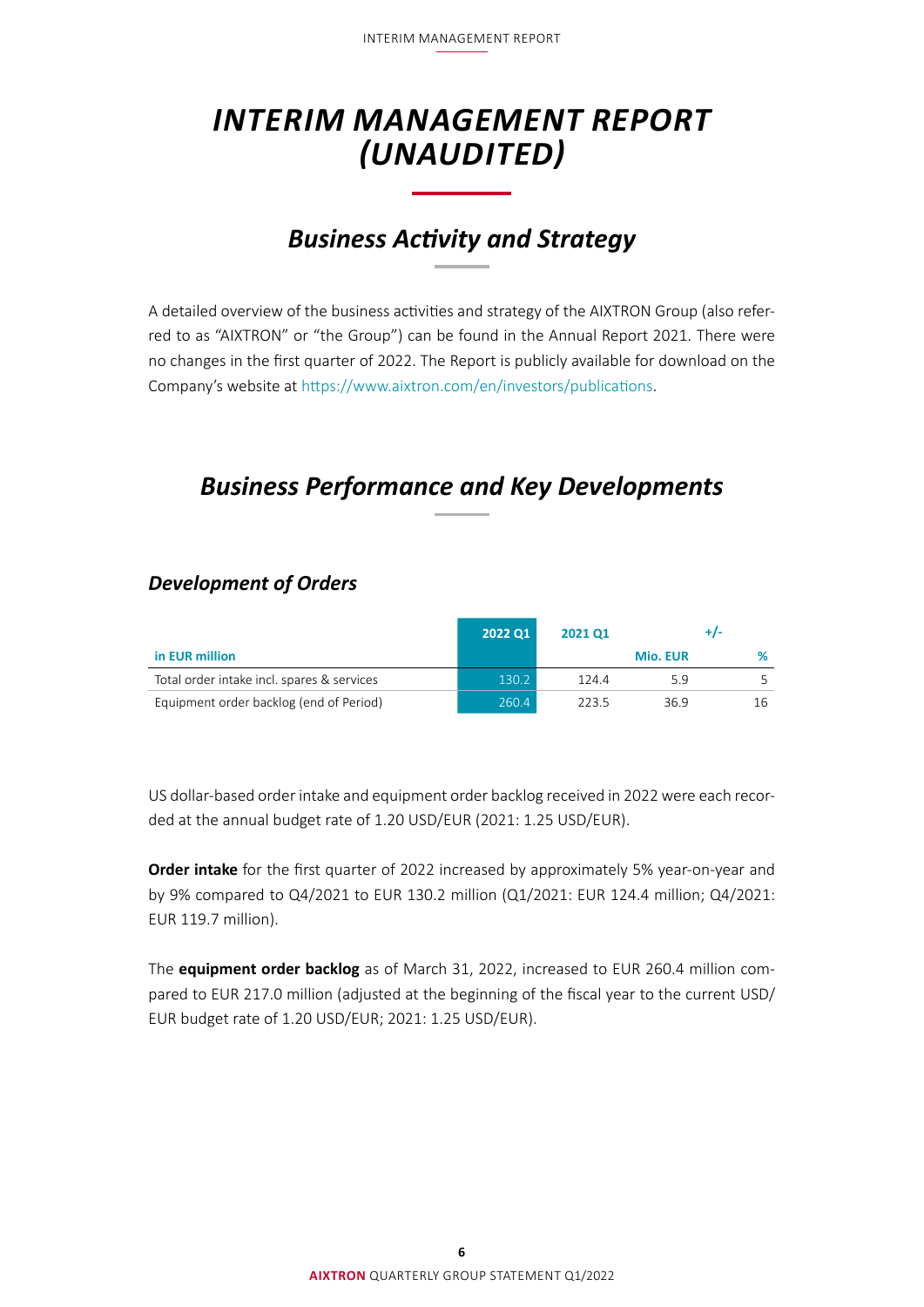# INTERIM MANAGEMENT REPORT (UNAUDITED)

## Business Activity and Strategy

A detailed overview of the business activities and strategy of the AIXTRON Group (also referred to as “AIXTRON” or “the Group”) can be found in the Annual Report 2021. There were no changes in the first quarter of 2022. The Report is publicly available for download on the Company’s website at https://www.aixtron.com/en/investors/publications.

## Business Performance and Key Developments

### Development of Orders

| in EUR million | 2022 Q1 | 2021 Q1 | +/- Mio. EUR | % |
|---|---|---|---|---|
| Total order intake incl. spares & services | 130.2 | 124.4 | 5.9 | 5 |
| Equipment order backlog (end of Period) | 260.4 | 223.5 | 36.9 | 16 |

US dollar-based order intake and equipment order backlog received in 2022 were each recorded at the annual budget rate of 1.20 USD/EUR (2021: 1.25 USD/EUR).

**Order intake** for the first quarter of 2022 increased by approximately 5% year-on-year and by 9% compared to Q4/2021 to EUR 130.2 million (Q1/2021: EUR 124.4 million; Q4/2021: EUR 119.7 million).

The **equipment order backlog** as of March 31, 2022, increased to EUR 260.4 million compared to EUR 217.0 million (adjusted at the beginning of the fiscal year to the current USD/EUR budget rate of 1.20 USD/EUR; 2021: 1.25 USD/EUR).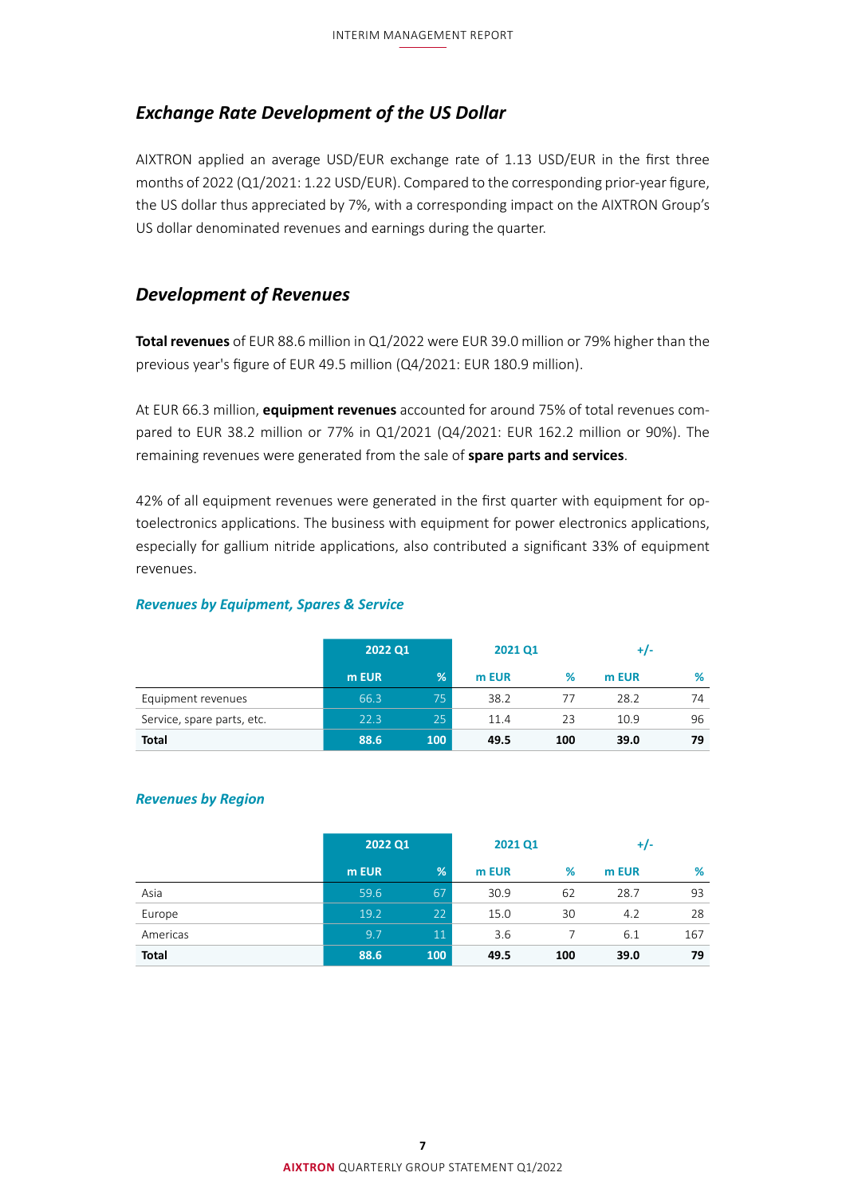## *Exchange Rate Development of the US Dollar*

AIXTRON applied an average USD/EUR exchange rate of 1.13 USD/EUR in the first three months of 2022 (Q1/2021: 1.22 USD/EUR). Compared to the corresponding prior-year figure, the US dollar thus appreciated by 7%, with a corresponding impact on the AIXTRON Group's US dollar denominated revenues and earnings during the quarter.

## *Development of Revenues*

**Total revenues** of EUR 88.6 million in Q1/2022 were EUR 39.0 million or 79% higher than the previous year's figure of EUR 49.5 million (Q4/2021: EUR 180.9 million).

At EUR 66.3 million, **equipment revenues** accounted for around 75% of total revenues compared to EUR 38.2 million or 77% in Q1/2021 (Q4/2021: EUR 162.2 million or 90%). The remaining revenues were generated from the sale of **spare parts and services**.

42% of all equipment revenues were generated in the first quarter with equipment for optoelectronics applications. The business with equipment for power electronics applications, especially for gallium nitride applications, also contributed a significant 33% of equipment revenues.

### *Revenues by Equipment, Spares & Service*

| | 2022 Q1 | | 2021 Q1 | | +/- | |
|---|---|---|---|---|---|---|
| | m EUR | % | m EUR | % | m EUR | % |
| Equipment revenues | 66.3 | 75 | 38.2 | 77 | 28.2 | 74 |
| Service, spare parts, etc. | 22.3 | 25 | 11.4 | 23 | 10.9 | 96 |
| **Total** | **88.6** | **100** | **49.5** | **100** | **39.0** | **79** |

### *Revenues by Region*

| | 2022 Q1 | | 2021 Q1 | | +/- | |
|---|---|---|---|---|---|---|
| | m EUR | % | m EUR | % | m EUR | % |
| Asia | 59.6 | 67 | 30.9 | 62 | 28.7 | 93 |
| Europe | 19.2 | 22 | 15.0 | 30 | 4.2 | 28 |
| Americas | 9.7 | 11 | 3.6 | 7 | 6.1 | 167 |
| **Total** | **88.6** | **100** | **49.5** | **100** | **39.0** | **79** |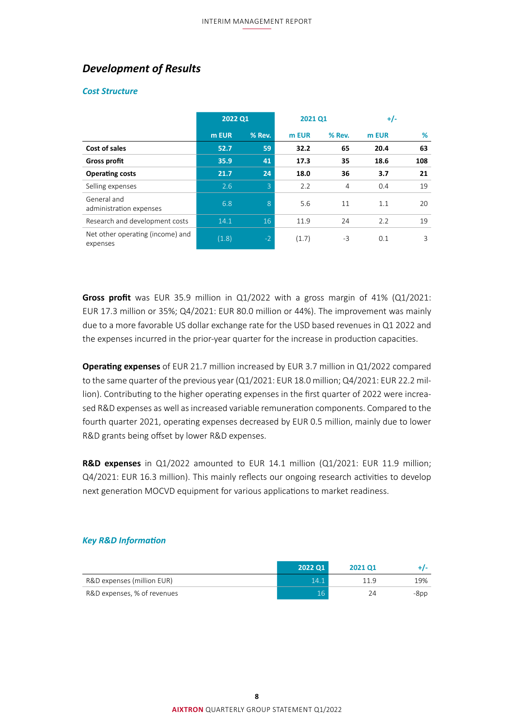## Development of Results

### Cost Structure

| | 2022 Q1 | | 2021 Q1 | | +/- | |
|---|---|---|---|---|---|---|
| | m EUR | % Rev. | m EUR | % Rev. | m EUR | % |
| **Cost of sales** | **52.7** | **59** | **32.2** | **65** | **20.4** | **63** |
| **Gross profit** | **35.9** | **41** | **17.3** | **35** | **18.6** | **108** |
| **Operating costs** | **21.7** | **24** | **18.0** | **36** | **3.7** | **21** |
| Selling expenses | 2.6 | 3 | 2.2 | 4 | 0.4 | 19 |
| General and administration expenses | 6.8 | 8 | 5.6 | 11 | 1.1 | 20 |
| Research and development costs | 14.1 | 16 | 11.9 | 24 | 2.2 | 19 |
| Net other operating (income) and expenses | (1.8) | -2 | (1.7) | -3 | 0.1 | 3 |

**Gross profit** was EUR 35.9 million in Q1/2022 with a gross margin of 41% (Q1/2021: EUR 17.3 million or 35%; Q4/2021: EUR 80.0 million or 44%). The improvement was mainly due to a more favorable US dollar exchange rate for the USD based revenues in Q1 2022 and the expenses incurred in the prior-year quarter for the increase in production capacities.

**Operating expenses** of EUR 21.7 million increased by EUR 3.7 million in Q1/2022 compared to the same quarter of the previous year (Q1/2021: EUR 18.0 million; Q4/2021: EUR 22.2 million). Contributing to the higher operating expenses in the first quarter of 2022 were increased R&D expenses as well as increased variable remuneration components. Compared to the fourth quarter 2021, operating expenses decreased by EUR 0.5 million, mainly due to lower R&D grants being offset by lower R&D expenses.

**R&D expenses** in Q1/2022 amounted to EUR 14.1 million (Q1/2021: EUR 11.9 million; Q4/2021: EUR 16.3 million). This mainly reflects our ongoing research activities to develop next generation MOCVD equipment for various applications to market readiness.

### Key R&D Information

| | 2022 Q1 | 2021 Q1 | +/- |
|---|---|---|---|
| R&D expenses (million EUR) | 14.1 | 11.9 | 19% |
| R&D expenses, % of revenues | 16 | 24 | -8pp |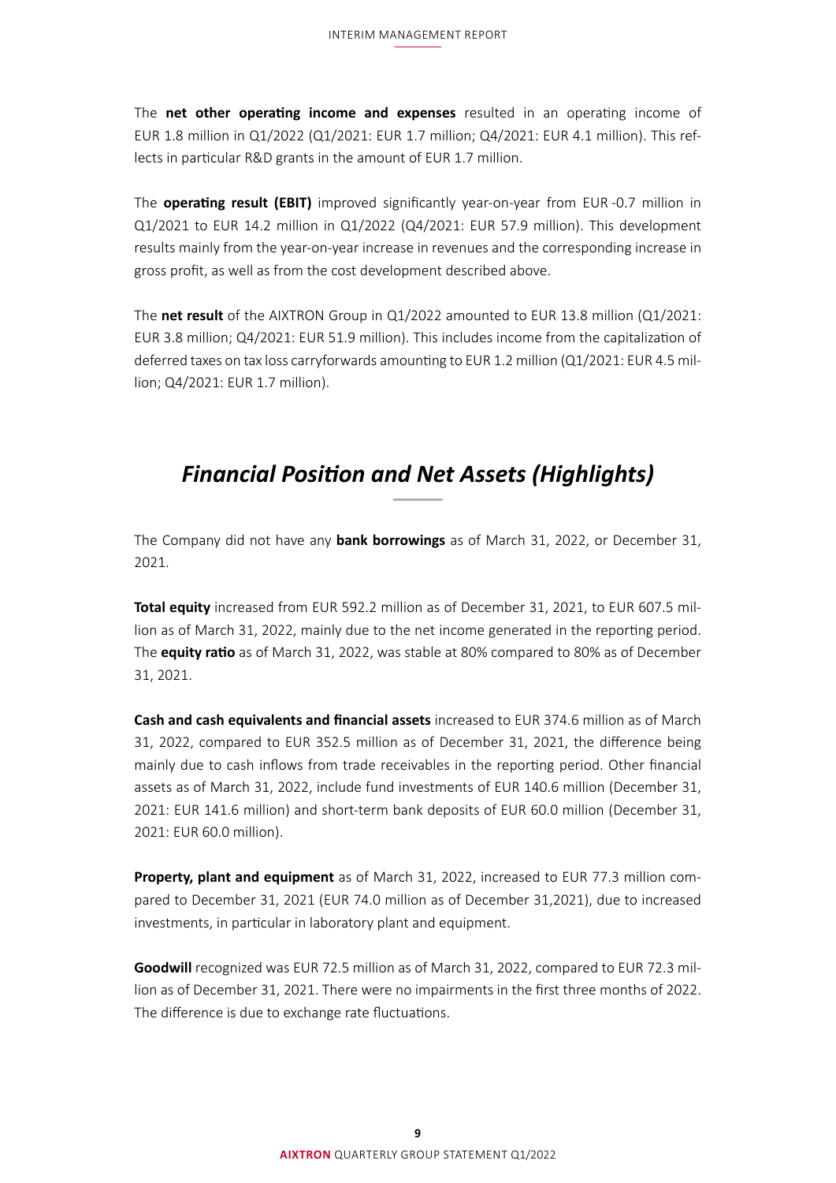The **net other operating income and expenses** resulted in an operating income of EUR 1.8 million in Q1/2022 (Q1/2021: EUR 1.7 million; Q4/2021: EUR 4.1 million). This reflects in particular R&D grants in the amount of EUR 1.7 million.

The **operating result (EBIT)** improved significantly year-on-year from EUR -0.7 million in Q1/2021 to EUR 14.2 million in Q1/2022 (Q4/2021: EUR 57.9 million). This development results mainly from the year-on-year increase in revenues and the corresponding increase in gross profit, as well as from the cost development described above.

The **net result** of the AIXTRON Group in Q1/2022 amounted to EUR 13.8 million (Q1/2021: EUR 3.8 million; Q4/2021: EUR 51.9 million). This includes income from the capitalization of deferred taxes on tax loss carryforwards amounting to EUR 1.2 million (Q1/2021: EUR 4.5 million; Q4/2021: EUR 1.7 million).

## *Financial Position and Net Assets (Highlights)*

The Company did not have any **bank borrowings** as of March 31, 2022, or December 31, 2021.

**Total equity** increased from EUR 592.2 million as of December 31, 2021, to EUR 607.5 million as of March 31, 2022, mainly due to the net income generated in the reporting period. The **equity ratio** as of March 31, 2022, was stable at 80% compared to 80% as of December 31, 2021.

**Cash and cash equivalents and financial assets** increased to EUR 374.6 million as of March 31, 2022, compared to EUR 352.5 million as of December 31, 2021, the difference being mainly due to cash inflows from trade receivables in the reporting period. Other financial assets as of March 31, 2022, include fund investments of EUR 140.6 million (December 31, 2021: EUR 141.6 million) and short-term bank deposits of EUR 60.0 million (December 31, 2021: EUR 60.0 million).

**Property, plant and equipment** as of March 31, 2022, increased to EUR 77.3 million compared to December 31, 2021 (EUR 74.0 million as of December 31,2021), due to increased investments, in particular in laboratory plant and equipment.

**Goodwill** recognized was EUR 72.5 million as of March 31, 2022, compared to EUR 72.3 million as of December 31, 2021. There were no impairments in the first three months of 2022. The difference is due to exchange rate fluctuations.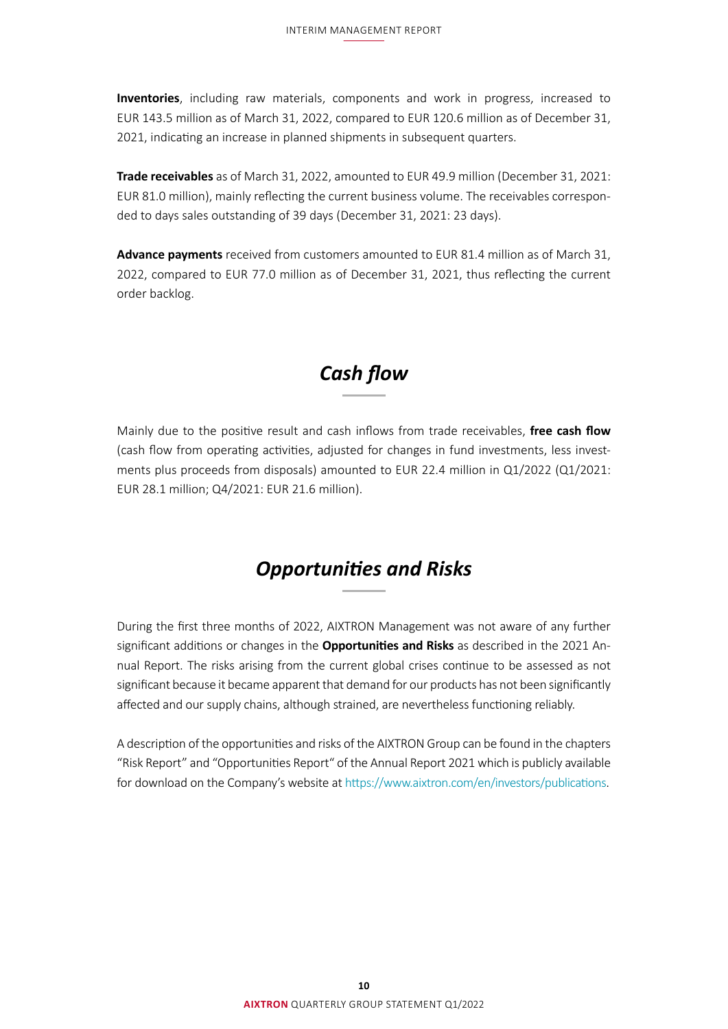**Inventories**, including raw materials, components and work in progress, increased to EUR 143.5 million as of March 31, 2022, compared to EUR 120.6 million as of December 31, 2021, indicating an increase in planned shipments in subsequent quarters.

**Trade receivables** as of March 31, 2022, amounted to EUR 49.9 million (December 31, 2021: EUR 81.0 million), mainly reflecting the current business volume. The receivables corresponded to days sales outstanding of 39 days (December 31, 2021: 23 days).

**Advance payments** received from customers amounted to EUR 81.4 million as of March 31, 2022, compared to EUR 77.0 million as of December 31, 2021, thus reflecting the current order backlog.

## *Cash flow*

Mainly due to the positive result and cash inflows from trade receivables, **free cash flow** (cash flow from operating activities, adjusted for changes in fund investments, less investments plus proceeds from disposals) amounted to EUR 22.4 million in Q1/2022 (Q1/2021: EUR 28.1 million; Q4/2021: EUR 21.6 million).

## *Opportunities and Risks*

During the first three months of 2022, AIXTRON Management was not aware of any further significant additions or changes in the **Opportunities and Risks** as described in the 2021 Annual Report. The risks arising from the current global crises continue to be assessed as not significant because it became apparent that demand for our products has not been significantly affected and our supply chains, although strained, are nevertheless functioning reliably.

A description of the opportunities and risks of the AIXTRON Group can be found in the chapters "Risk Report" and "Opportunities Report" of the Annual Report 2021 which is publicly available for download on the Company's website at https://www.aixtron.com/en/investors/publications.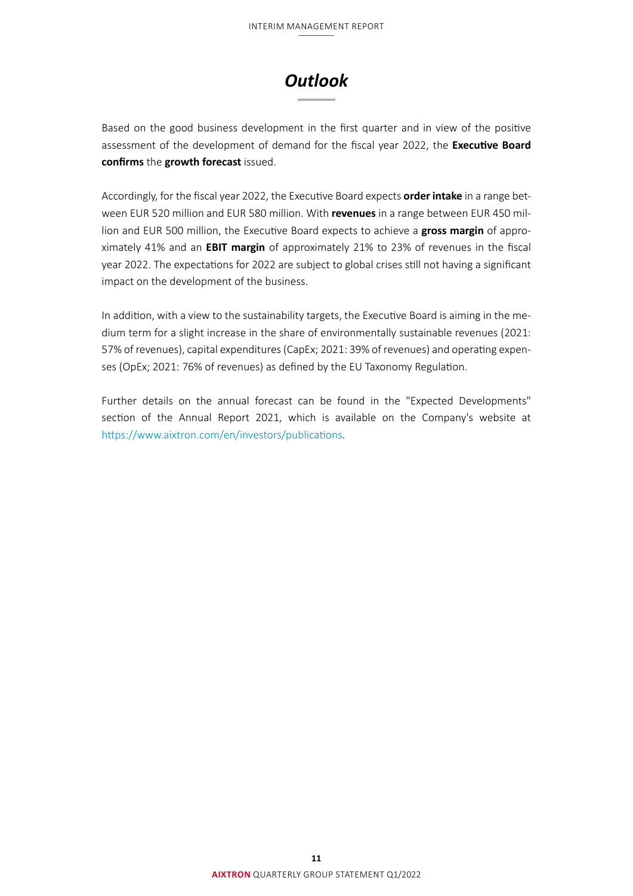# *Outlook*

Based on the good business development in the first quarter and in view of the positive assessment of the development of demand for the fiscal year 2022, the **Executive Board confirms** the **growth forecast** issued.

Accordingly, for the fiscal year 2022, the Executive Board expects **order intake** in a range between EUR 520 million and EUR 580 million. With **revenues** in a range between EUR 450 million and EUR 500 million, the Executive Board expects to achieve a **gross margin** of approximately 41% and an **EBIT margin** of approximately 21% to 23% of revenues in the fiscal year 2022. The expectations for 2022 are subject to global crises still not having a significant impact on the development of the business.

In addition, with a view to the sustainability targets, the Executive Board is aiming in the medium term for a slight increase in the share of environmentally sustainable revenues (2021: 57% of revenues), capital expenditures (CapEx; 2021: 39% of revenues) and operating expenses (OpEx; 2021: 76% of revenues) as defined by the EU Taxonomy Regulation.

Further details on the annual forecast can be found in the "Expected Developments" section of the Annual Report 2021, which is available on the Company's website at https://www.aixtron.com/en/investors/publications.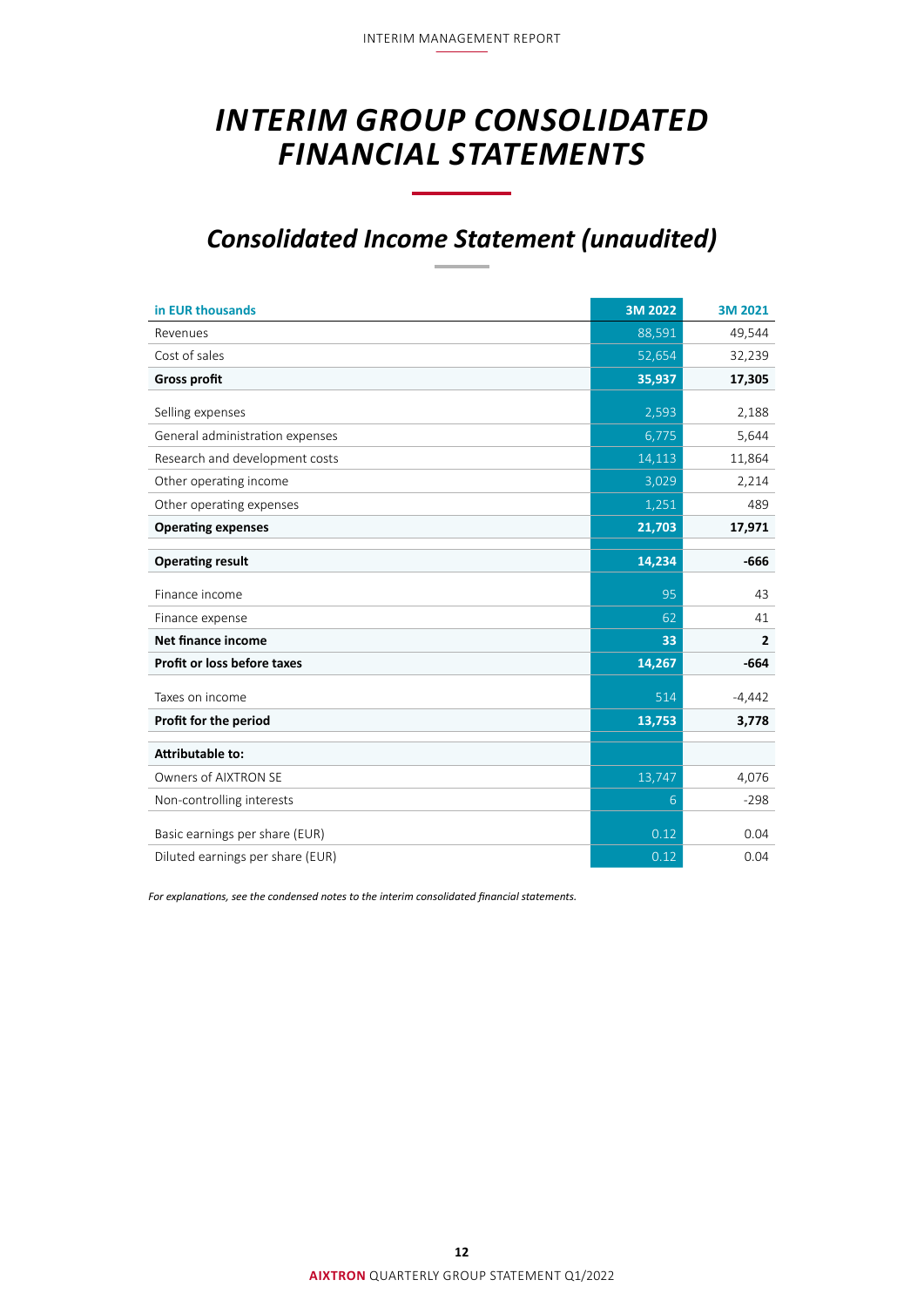# INTERIM GROUP CONSOLIDATED FINANCIAL STATEMENTS

## Consolidated Income Statement (unaudited)

| in EUR thousands | 3M 2022 | 3M 2021 |
|---|---|---|
| Revenues | 88,591 | 49,544 |
| Cost of sales | 52,654 | 32,239 |
| **Gross profit** | **35,937** | **17,305** |
| Selling expenses | 2,593 | 2,188 |
| General administration expenses | 6,775 | 5,644 |
| Research and development costs | 14,113 | 11,864 |
| Other operating income | 3,029 | 2,214 |
| Other operating expenses | 1,251 | 489 |
| **Operating expenses** | **21,703** | **17,971** |
| **Operating result** | **14,234** | **-666** |
| Finance income | 95 | 43 |
| Finance expense | 62 | 41 |
| **Net finance income** | **33** | **2** |
| **Profit or loss before taxes** | **14,267** | **-664** |
| Taxes on income | 514 | -4,442 |
| **Profit for the period** | **13,753** | **3,778** |
| **Attributable to:** | | |
| Owners of AIXTRON SE | 13,747 | 4,076 |
| Non-controlling interests | 6 | -298 |
| Basic earnings per share (EUR) | 0.12 | 0.04 |
| Diluted earnings per share (EUR) | 0.12 | 0.04 |

*For explanations, see the condensed notes to the interim consolidated financial statements.*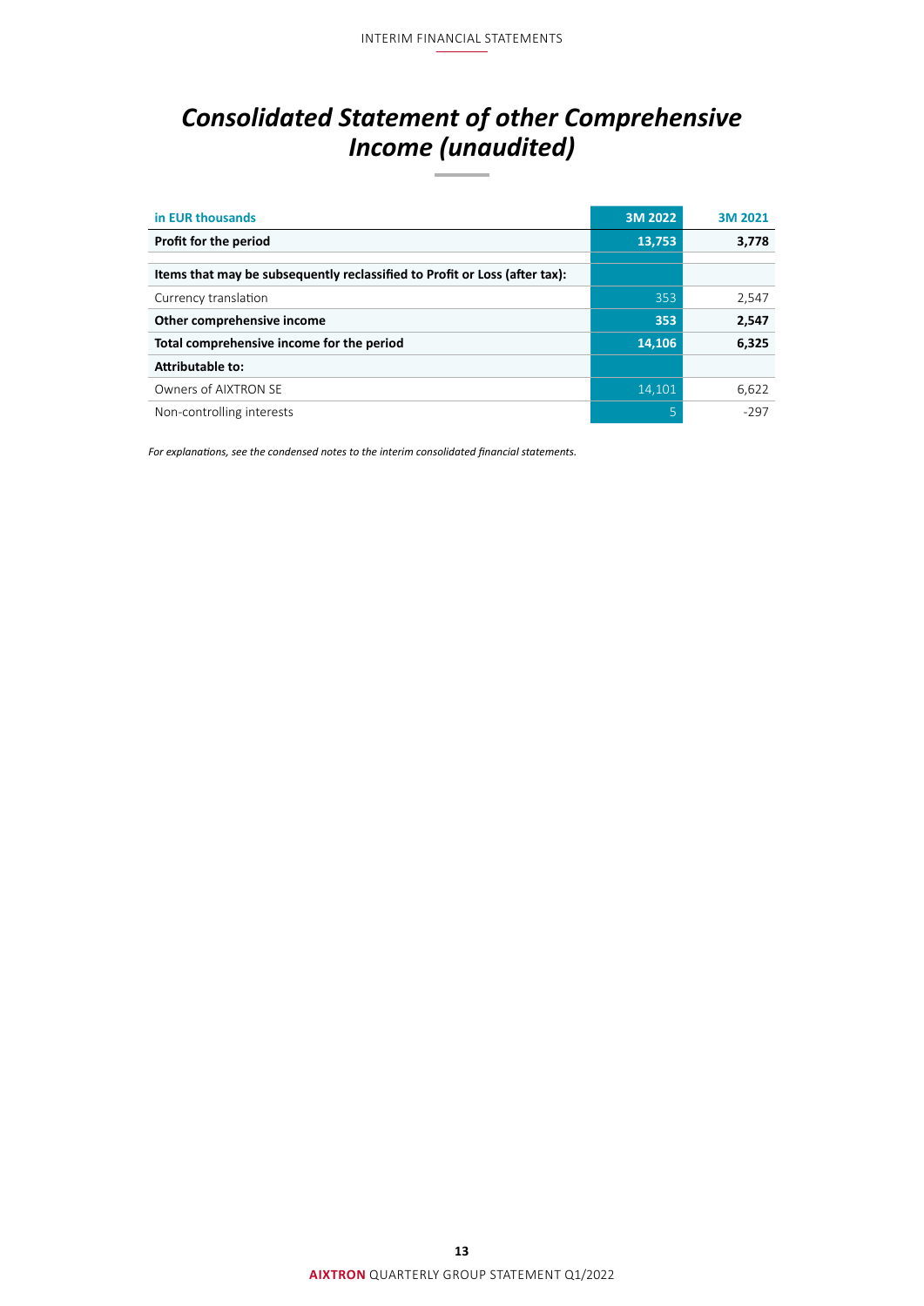# *Consolidated Statement of other Comprehensive Income (unaudited)*

| in EUR thousands | 3M 2022 | 3M 2021 |
|---|---|---|
| **Profit for the period** | **13,753** | **3,778** |
| | | |
| **Items that may be subsequently reclassified to Profit or Loss (after tax):** | | |
| Currency translation | 353 | 2,547 |
| **Other comprehensive income** | **353** | **2,547** |
| **Total comprehensive income for the period** | **14,106** | **6,325** |
| **Attributable to:** | | |
| Owners of AIXTRON SE | 14,101 | 6,622 |
| Non-controlling interests | 5 | -297 |

*For explanations, see the condensed notes to the interim consolidated financial statements.*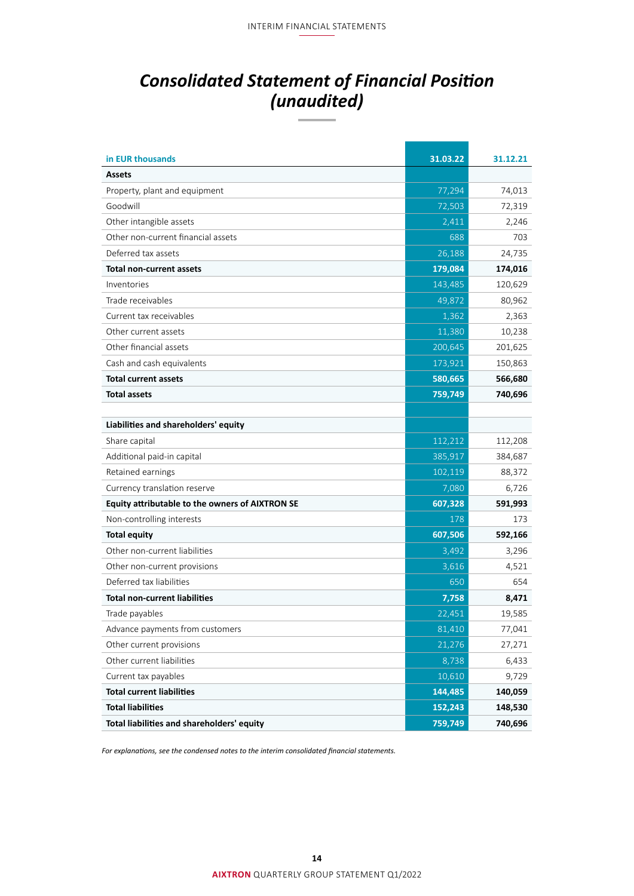# *Consolidated Statement of Financial Position (unaudited)*

| in EUR thousands | 31.03.22 | 31.12.21 |
|---|---|---|
| **Assets** | | |
| Property, plant and equipment | 77,294 | 74,013 |
| Goodwill | 72,503 | 72,319 |
| Other intangible assets | 2,411 | 2,246 |
| Other non-current financial assets | 688 | 703 |
| Deferred tax assets | 26,188 | 24,735 |
| **Total non-current assets** | **179,084** | **174,016** |
| Inventories | 143,485 | 120,629 |
| Trade receivables | 49,872 | 80,962 |
| Current tax receivables | 1,362 | 2,363 |
| Other current assets | 11,380 | 10,238 |
| Other financial assets | 200,645 | 201,625 |
| Cash and cash equivalents | 173,921 | 150,863 |
| **Total current assets** | **580,665** | **566,680** |
| **Total assets** | **759,749** | **740,696** |
| | | |
| **Liabilities and shareholders' equity** | | |
| Share capital | 112,212 | 112,208 |
| Additional paid-in capital | 385,917 | 384,687 |
| Retained earnings | 102,119 | 88,372 |
| Currency translation reserve | 7,080 | 6,726 |
| **Equity attributable to the owners of AIXTRON SE** | **607,328** | **591,993** |
| Non-controlling interests | 178 | 173 |
| **Total equity** | **607,506** | **592,166** |
| Other non-current liabilities | 3,492 | 3,296 |
| Other non-current provisions | 3,616 | 4,521 |
| Deferred tax liabilities | 650 | 654 |
| **Total non-current liabilities** | **7,758** | **8,471** |
| Trade payables | 22,451 | 19,585 |
| Advance payments from customers | 81,410 | 77,041 |
| Other current provisions | 21,276 | 27,271 |
| Other current liabilities | 8,738 | 6,433 |
| Current tax payables | 10,610 | 9,729 |
| **Total current liabilities** | **144,485** | **140,059** |
| **Total liabilities** | **152,243** | **148,530** |
| **Total liabilities and shareholders' equity** | **759,749** | **740,696** |

*For explanations, see the condensed notes to the interim consolidated financial statements.*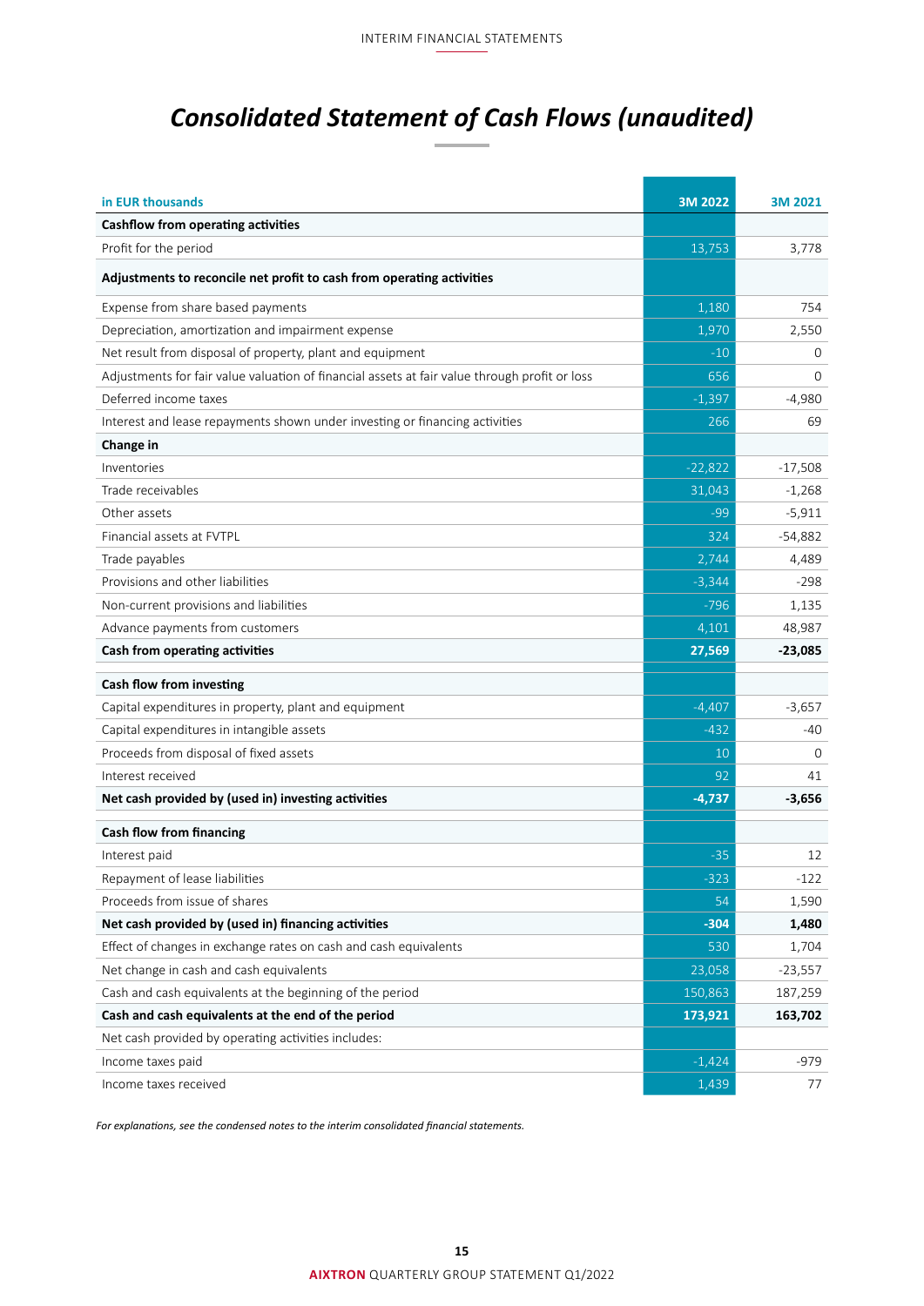# Consolidated Statement of Cash Flows (unaudited)

| in EUR thousands | 3M 2022 | 3M 2021 |
|---|---|---|
| **Cashflow from operating activities** | | |
| Profit for the period | 13,753 | 3,778 |
| **Adjustments to reconcile net profit to cash from operating activities** | | |
| Expense from share based payments | 1,180 | 754 |
| Depreciation, amortization and impairment expense | 1,970 | 2,550 |
| Net result from disposal of property, plant and equipment | -10 | 0 |
| Adjustments for fair value valuation of financial assets at fair value through profit or loss | 656 | 0 |
| Deferred income taxes | -1,397 | -4,980 |
| Interest and lease repayments shown under investing or financing activities | 266 | 69 |
| **Change in** | | |
| Inventories | -22,822 | -17,508 |
| Trade receivables | 31,043 | -1,268 |
| Other assets | -99 | -5,911 |
| Financial assets at FVTPL | 324 | -54,882 |
| Trade payables | 2,744 | 4,489 |
| Provisions and other liabilities | -3,344 | -298 |
| Non-current provisions and liabilities | -796 | 1,135 |
| Advance payments from customers | 4,101 | 48,987 |
| **Cash from operating activities** | **27,569** | **-23,085** |
| **Cash flow from investing** | | |
| Capital expenditures in property, plant and equipment | -4,407 | -3,657 |
| Capital expenditures in intangible assets | -432 | -40 |
| Proceeds from disposal of fixed assets | 10 | 0 |
| Interest received | 92 | 41 |
| **Net cash provided by (used in) investing activities** | **-4,737** | **-3,656** |
| **Cash flow from financing** | | |
| Interest paid | -35 | 12 |
| Repayment of lease liabilities | -323 | -122 |
| Proceeds from issue of shares | 54 | 1,590 |
| **Net cash provided by (used in) financing activities** | **-304** | **1,480** |
| Effect of changes in exchange rates on cash and cash equivalents | 530 | 1,704 |
| Net change in cash and cash equivalents | 23,058 | -23,557 |
| Cash and cash equivalents at the beginning of the period | 150,863 | 187,259 |
| **Cash and cash equivalents at the end of the period** | **173,921** | **163,702** |
| Net cash provided by operating activities includes: | | |
| Income taxes paid | -1,424 | -979 |
| Income taxes received | 1,439 | 77 |

*For explanations, see the condensed notes to the interim consolidated financial statements.*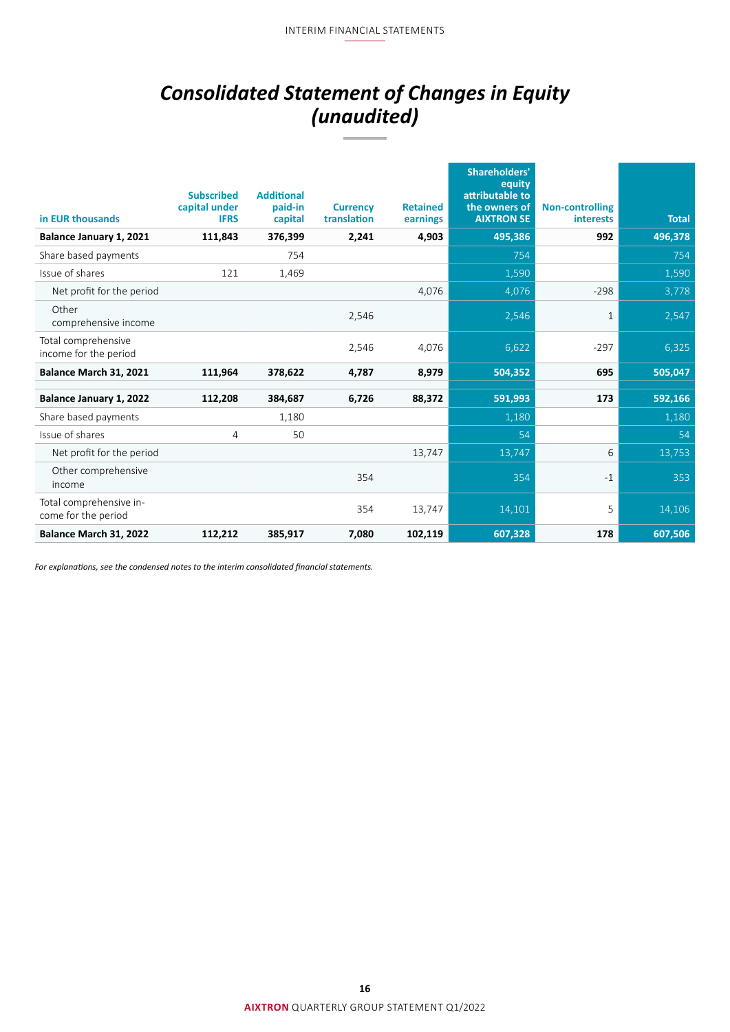# Consolidated Statement of Changes in Equity (unaudited)

| in EUR thousands | Subscribed capital under IFRS | Additional paid-in capital | Currency translation | Retained earnings | Shareholders' equity attributable to the owners of AIXTRON SE | Non-controlling interests | Total |
|---|---|---|---|---|---|---|---|
| **Balance January 1, 2021** | **111,843** | **376,399** | **2,241** | **4,903** | **495,386** | **992** | **496,378** |
| Share based payments | | 754 | | | 754 | | 754 |
| Issue of shares | 121 | 1,469 | | | 1,590 | | 1,590 |
| Net profit for the period | | | | 4,076 | 4,076 | -298 | 3,778 |
| Other comprehensive income | | | 2,546 | | 2,546 | 1 | 2,547 |
| Total comprehensive income for the period | | | 2,546 | 4,076 | 6,622 | -297 | 6,325 |
| **Balance March 31, 2021** | **111,964** | **378,622** | **4,787** | **8,979** | **504,352** | **695** | **505,047** |
| **Balance January 1, 2022** | **112,208** | **384,687** | **6,726** | **88,372** | **591,993** | **173** | **592,166** |
| Share based payments | | 1,180 | | | 1,180 | | 1,180 |
| Issue of shares | 4 | 50 | | | 54 | | 54 |
| Net profit for the period | | | | 13,747 | 13,747 | 6 | 13,753 |
| Other comprehensive income | | | 354 | | 354 | -1 | 353 |
| Total comprehensive income for the period | | | 354 | 13,747 | 14,101 | 5 | 14,106 |
| **Balance March 31, 2022** | **112,212** | **385,917** | **7,080** | **102,119** | **607,328** | **178** | **607,506** |

*For explanations, see the condensed notes to the interim consolidated financial statements.*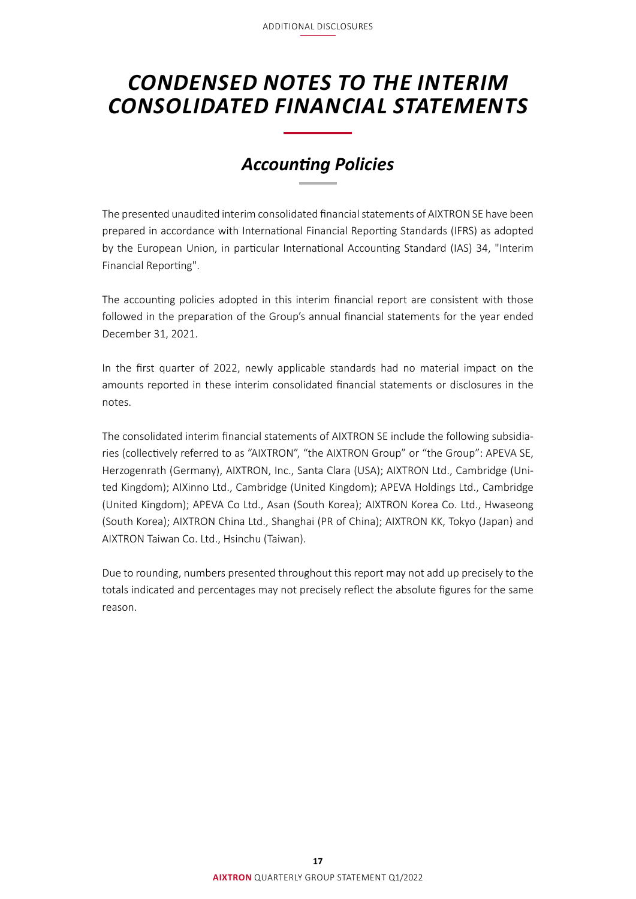# CONDENSED NOTES TO THE INTERIM CONSOLIDATED FINANCIAL STATEMENTS

## Accounting Policies

The presented unaudited interim consolidated financial statements of AIXTRON SE have been prepared in accordance with International Financial Reporting Standards (IFRS) as adopted by the European Union, in particular International Accounting Standard (IAS) 34, "Interim Financial Reporting".

The accounting policies adopted in this interim financial report are consistent with those followed in the preparation of the Group's annual financial statements for the year ended December 31, 2021.

In the first quarter of 2022, newly applicable standards had no material impact on the amounts reported in these interim consolidated financial statements or disclosures in the notes.

The consolidated interim financial statements of AIXTRON SE include the following subsidiaries (collectively referred to as "AIXTRON", "the AIXTRON Group" or "the Group": APEVA SE, Herzogenrath (Germany), AIXTRON, Inc., Santa Clara (USA); AIXTRON Ltd., Cambridge (United Kingdom); AIXinno Ltd., Cambridge (United Kingdom); APEVA Holdings Ltd., Cambridge (United Kingdom); APEVA Co Ltd., Asan (South Korea); AIXTRON Korea Co. Ltd., Hwaseong (South Korea); AIXTRON China Ltd., Shanghai (PR of China); AIXTRON KK, Tokyo (Japan) and AIXTRON Taiwan Co. Ltd., Hsinchu (Taiwan).

Due to rounding, numbers presented throughout this report may not add up precisely to the totals indicated and percentages may not precisely reflect the absolute figures for the same reason.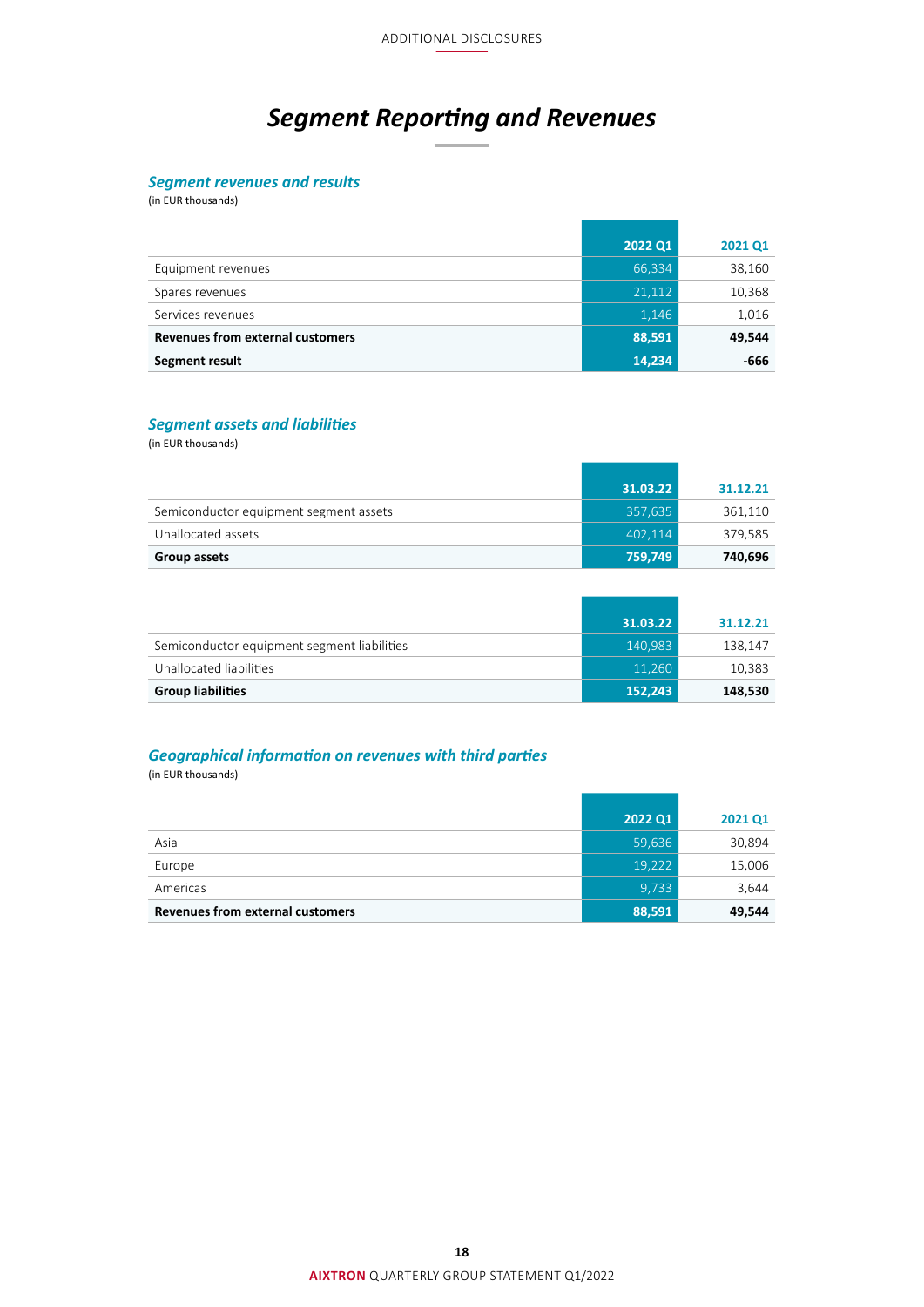# Segment Reporting and Revenues

## Segment revenues and results

(in EUR thousands)

| | 2022 Q1 | 2021 Q1 |
|---|---|---|
| Equipment revenues | 66,334 | 38,160 |
| Spares revenues | 21,112 | 10,368 |
| Services revenues | 1,146 | 1,016 |
| **Revenues from external customers** | **88,591** | **49,544** |
| **Segment result** | **14,234** | **-666** |

## Segment assets and liabilities

(in EUR thousands)

| | 31.03.22 | 31.12.21 |
|---|---|---|
| Semiconductor equipment segment assets | 357,635 | 361,110 |
| Unallocated assets | 402,114 | 379,585 |
| **Group assets** | **759,749** | **740,696** |

| | 31.03.22 | 31.12.21 |
|---|---|---|
| Semiconductor equipment segment liabilities | 140,983 | 138,147 |
| Unallocated liabilities | 11,260 | 10,383 |
| **Group liabilities** | **152,243** | **148,530** |

## Geographical information on revenues with third parties

(in EUR thousands)

| | 2022 Q1 | 2021 Q1 |
|---|---|---|
| Asia | 59,636 | 30,894 |
| Europe | 19,222 | 15,006 |
| Americas | 9,733 | 3,644 |
| **Revenues from external customers** | **88,591** | **49,544** |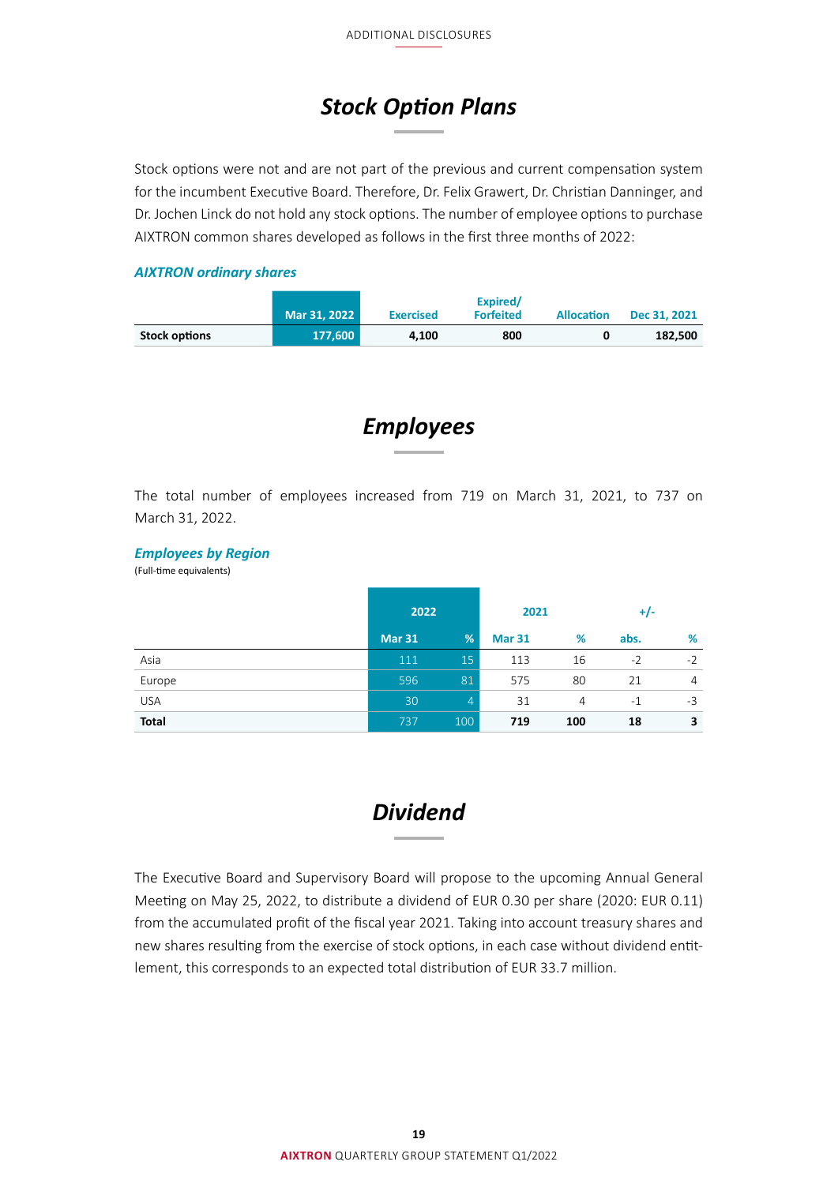# *Stock Option Plans*

Stock options were not and are not part of the previous and current compensation system for the incumbent Executive Board. Therefore, Dr. Felix Grawert, Dr. Christian Danninger, and Dr. Jochen Linck do not hold any stock options. The number of employee options to purchase AIXTRON common shares developed as follows in the first three months of 2022:

***AIXTRON ordinary shares***

| | Mar 31, 2022 | Exercised | Expired/ Forfeited | Allocation | Dec 31, 2021 |
|---|---|---|---|---|---|
| **Stock options** | **177,600** | **4,100** | **800** | **0** | **182,500** |

# *Employees*

The total number of employees increased from 719 on March 31, 2021, to 737 on March 31, 2022.

***Employees by Region***

(Full-time equivalents)

| | 2022 | | 2021 | | +/- | |
|---|---|---|---|---|---|---|
| | Mar 31 | % | Mar 31 | % | abs. | % |
| Asia | 111 | 15 | 113 | 16 | -2 | -2 |
| Europe | 596 | 81 | 575 | 80 | 21 | 4 |
| USA | 30 | 4 | 31 | 4 | -1 | -3 |
| **Total** | 737 | 100 | **719** | **100** | **18** | **3** |

# *Dividend*

The Executive Board and Supervisory Board will propose to the upcoming Annual General Meeting on May 25, 2022, to distribute a dividend of EUR 0.30 per share (2020: EUR 0.11) from the accumulated profit of the fiscal year 2021. Taking into account treasury shares and new shares resulting from the exercise of stock options, in each case without dividend entitlement, this corresponds to an expected total distribution of EUR 33.7 million.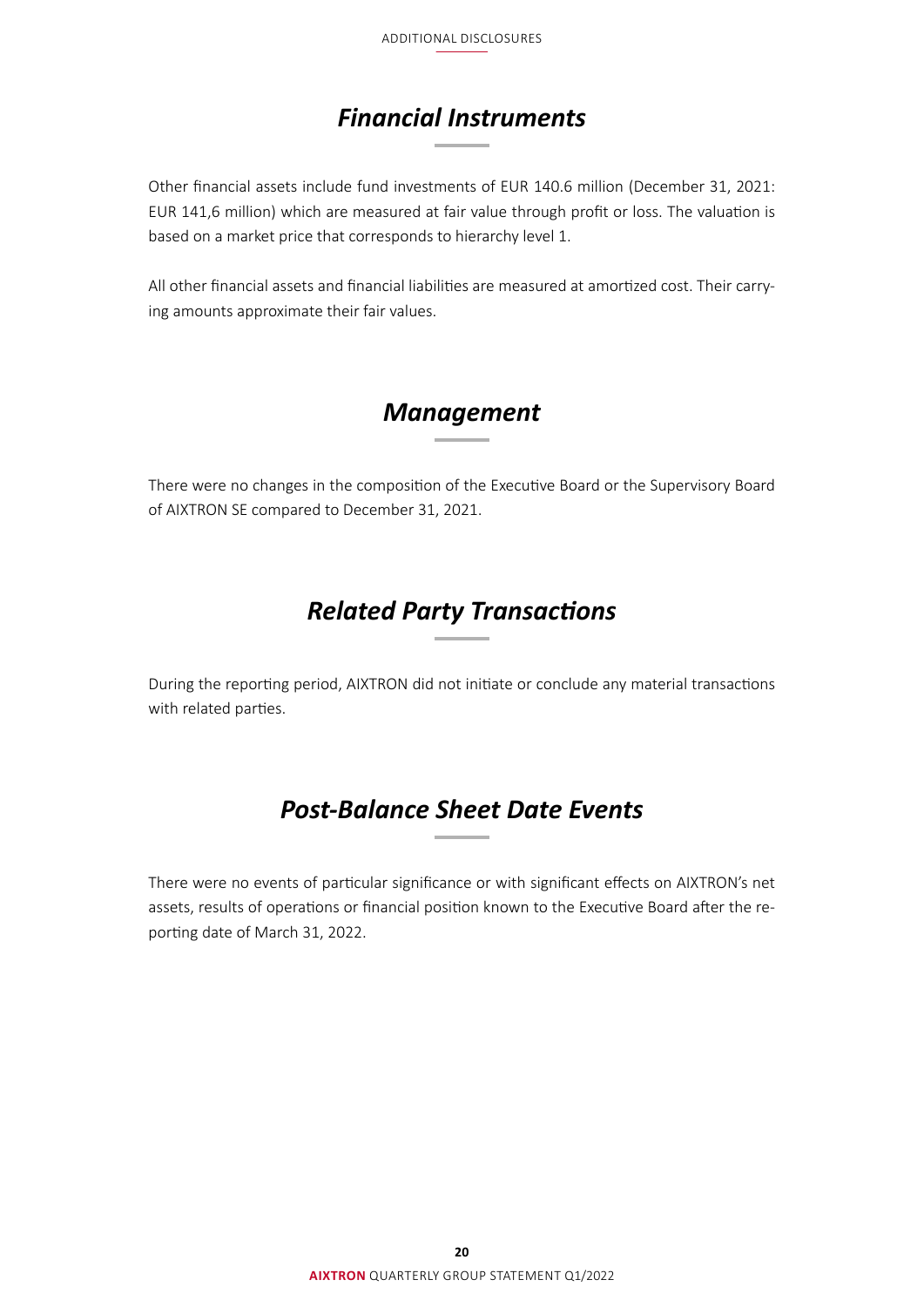## *Financial Instruments*

Other financial assets include fund investments of EUR 140.6 million (December 31, 2021: EUR 141,6 million) which are measured at fair value through profit or loss. The valuation is based on a market price that corresponds to hierarchy level 1.

All other financial assets and financial liabilities are measured at amortized cost. Their carrying amounts approximate their fair values.

## *Management*

There were no changes in the composition of the Executive Board or the Supervisory Board of AIXTRON SE compared to December 31, 2021.

## *Related Party Transactions*

During the reporting period, AIXTRON did not initiate or conclude any material transactions with related parties.

## *Post-Balance Sheet Date Events*

There were no events of particular significance or with significant effects on AIXTRON's net assets, results of operations or financial position known to the Executive Board after the reporting date of March 31, 2022.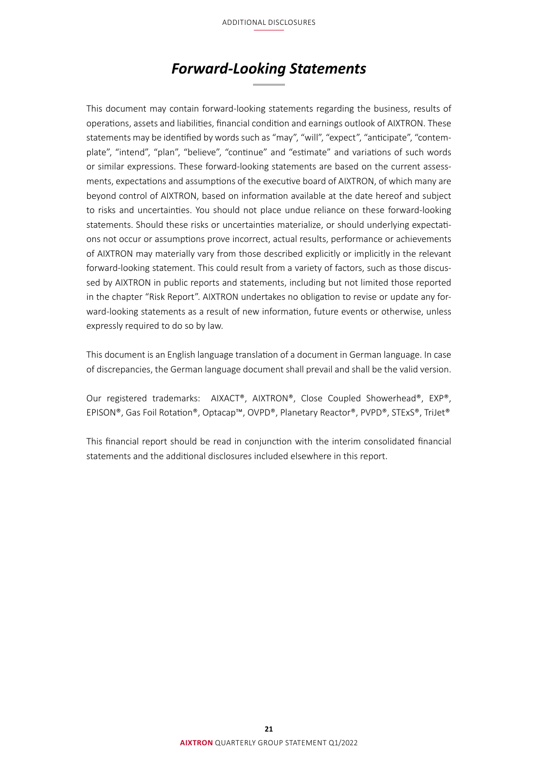# *Forward-Looking Statements*

This document may contain forward-looking statements regarding the business, results of operations, assets and liabilities, financial condition and earnings outlook of AIXTRON. These statements may be identified by words such as "may", "will", "expect", "anticipate", "contemplate", "intend", "plan", "believe", "continue" and "estimate" and variations of such words or similar expressions. These forward-looking statements are based on the current assessments, expectations and assumptions of the executive board of AIXTRON, of which many are beyond control of AIXTRON, based on information available at the date hereof and subject to risks and uncertainties. You should not place undue reliance on these forward-looking statements. Should these risks or uncertainties materialize, or should underlying expectations not occur or assumptions prove incorrect, actual results, performance or achievements of AIXTRON may materially vary from those described explicitly or implicitly in the relevant forward-looking statement. This could result from a variety of factors, such as those discussed by AIXTRON in public reports and statements, including but not limited those reported in the chapter "Risk Report". AIXTRON undertakes no obligation to revise or update any forward-looking statements as a result of new information, future events or otherwise, unless expressly required to do so by law.

This document is an English language translation of a document in German language. In case of discrepancies, the German language document shall prevail and shall be the valid version.

Our registered trademarks: AIXACT®, AIXTRON®, Close Coupled Showerhead®, EXP®, EPISON®, Gas Foil Rotation®, Optacap™, OVPD®, Planetary Reactor®, PVPD®, STExS®, TriJet®

This financial report should be read in conjunction with the interim consolidated financial statements and the additional disclosures included elsewhere in this report.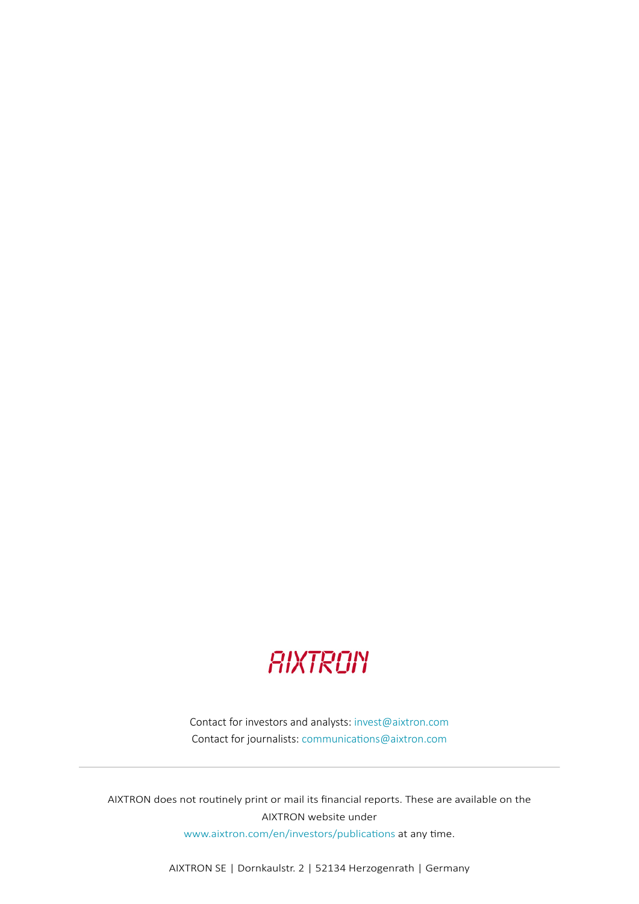AIXTRON

Contact for investors and analysts: invest@aixtron.com
Contact for journalists: communications@aixtron.com

---

AIXTRON does not routinely print or mail its financial reports. These are available on the AIXTRON website under www.aixtron.com/en/investors/publications at any time.

AIXTRON SE | Dornkaulstr. 2 | 52134 Herzogenrath | Germany